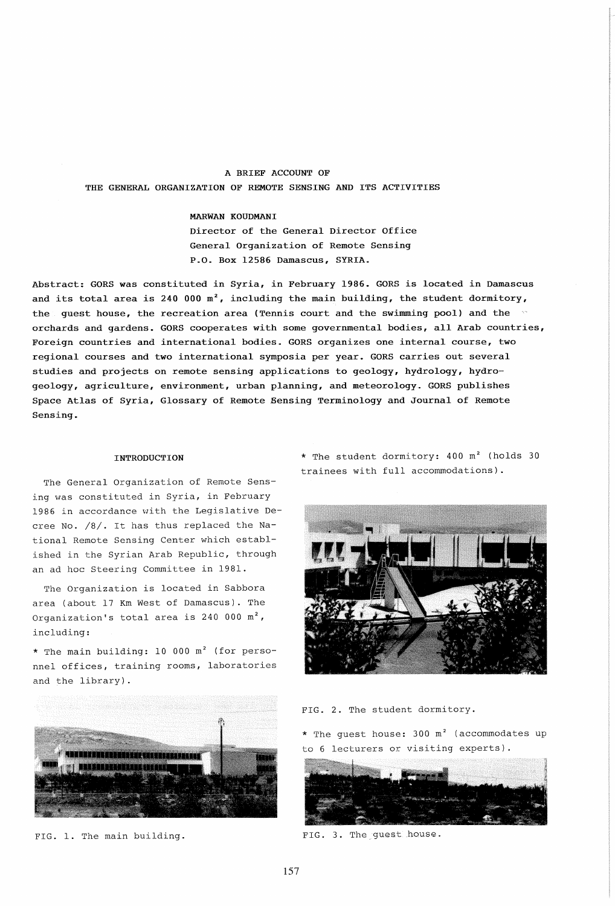# A BRIEF ACCOUNT OF THE GENERAL ORGANIZATION OF REMOTE SENSING AND ITS ACTIVITIES

MARWAN KOUDMANI
Director of the General Director Office
General Organization of Remote Sensing
P.O. Box 12586 Damascus, SYRIA.

Abstract: GORS was constituted in Syria, in February 1986. GORS is located in Damascus and its total area is 240 000 $m^2$, including the main building, the student dormitory, the guest house, the recreation area (Tennis court and the swimming pool) and the orchards and gardens. GORS cooperates with some governmental bodies, all Arab countries, Foreign countries and international bodies. GORS organizes one internal course, two regional courses and two international symposia per year. GORS carries out several studies and projects on remote sensing applications to geology, hydrology, hydro-geology, agriculture, environment, urban planning, and meteorology. GORS publishes Space Atlas of Syria, Glossary of Remote Sensing Terminology and Journal of Remote Sensing.

## INTRODUCTION

The General Organization of Remote Sensing was constituted in Syria, in February 1986 in accordance with the Legislative Decree No. /8/. It has thus replaced the National Remote Sensing Center which established in the Syrian Arab Republic, through an ad hoc Steering Committee in 1981.

The Organization is located in Sabbora area (about 17 Km West of Damascus). The Organization's total area is 240 000 $m^2$, including:

* The main building: 10 000 $m^2$ (for personnel offices, training rooms, laboratories and the library).

FIG. 1. The main building.

* The student dormitory: 400 $m^2$ (holds 30 trainees with full accommodations).

FIG. 2. The student dormitory.

* The guest house: 300 $m^2$ (accommodates up to 6 lecturers or visiting experts).

FIG. 3. The guest house.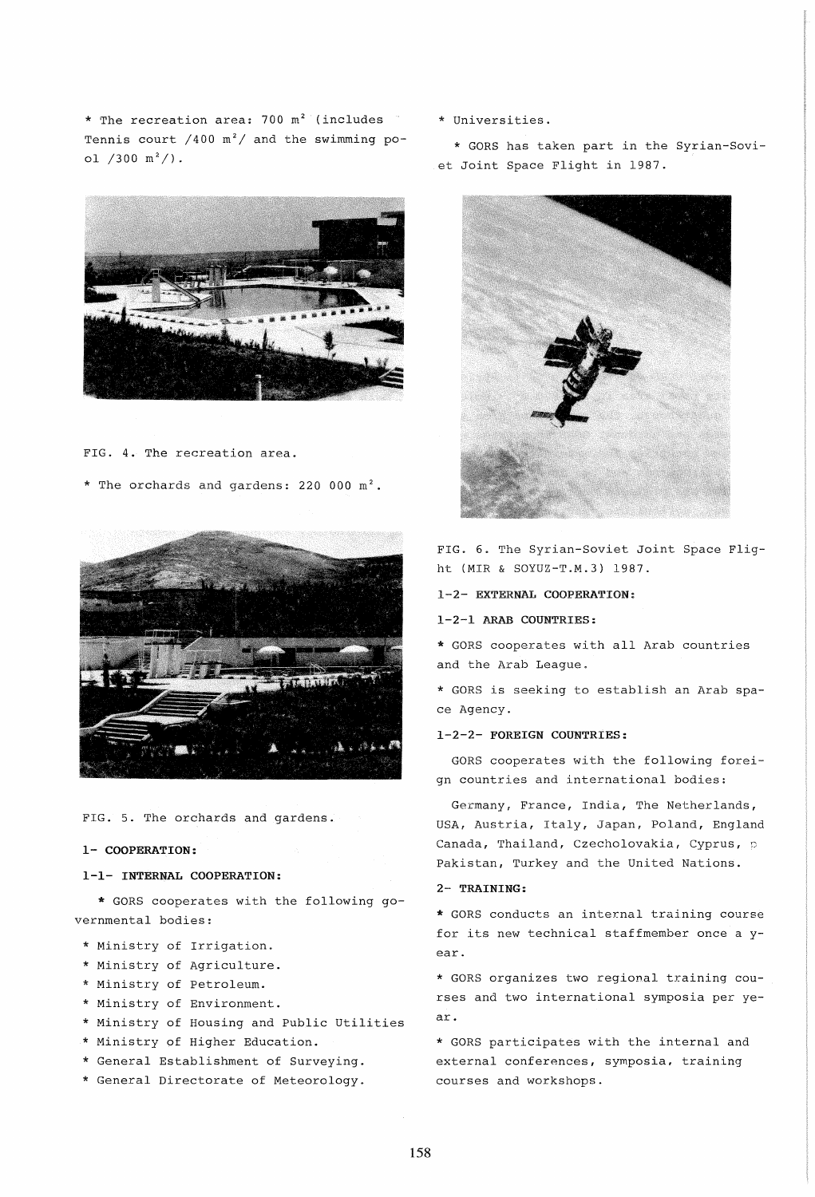* The recreation area: 700 $m^2$ (includes Tennis court /400 $m^2$/ and the swimming pool /300 $m^2$/).

FIG. 4. The recreation area.

* The orchards and gardens: 220 000 $m^2$.

FIG. 5. The orchards and gardens.

## 1- COOPERATION:

### 1-1- INTERNAL COOPERATION:

* GORS cooperates with the following governmental bodies:

* Ministry of Irrigation.
* Ministry of Agriculture.
* Ministry of Petroleum.
* Ministry of Environment.
* Ministry of Housing and Public Utilities
* Ministry of Higher Education.
* General Establishment of Surveying.
* General Directorate of Meteorology.
* Universities.

* GORS has taken part in the Syrian-Soviet Joint Space Flight in 1987.

FIG. 6. The Syrian-Soviet Joint Space Flight (MIR & SOYUZ-T.M.3) 1987.

### 1-2- EXTERNAL COOPERATION:

#### 1-2-1 ARAB COUNTRIES:

* GORS cooperates with all Arab countries and the Arab League.

* GORS is seeking to establish an Arab space Agency.

#### 1-2-2- FOREIGN COUNTRIES:

GORS cooperates with the following foreign countries and international bodies:

Germany, France, India, The Netherlands, USA, Austria, Italy, Japan, Poland, England Canada, Thailand, Czecholovakia, Cyprus, Pakistan, Turkey and the United Nations.

## 2- TRAINING:

* GORS conducts an internal training course for its new technical staffmember once a year.

* GORS organizes two regional training courses and two international symposia per year.

* GORS participates with the internal and external conferences, symposia, training courses and workshops.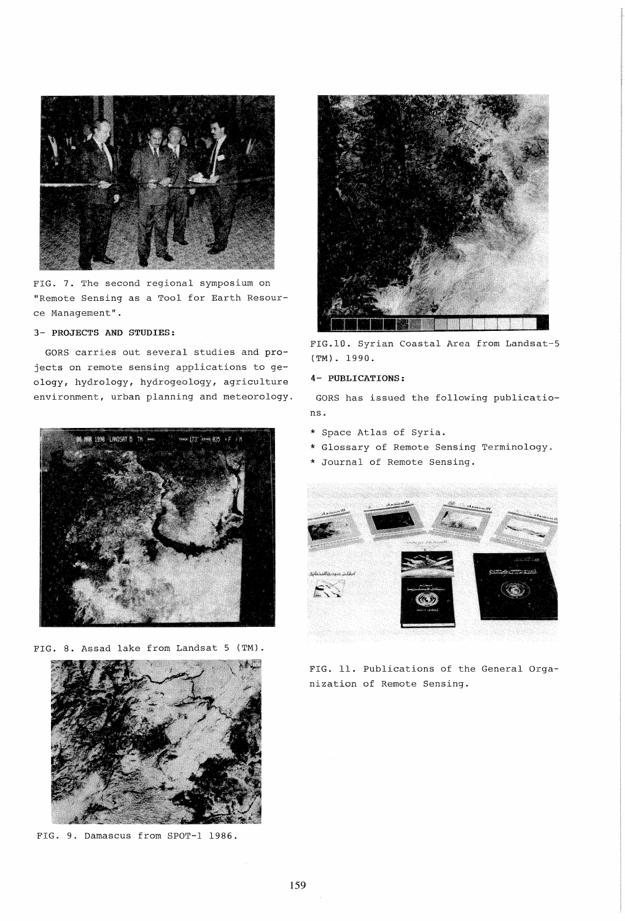FIG. 7. The second regional symposium on "Remote Sensing as a Tool for Earth Resource Management".

## 3- PROJECTS AND STUDIES:

GORS carries out several studies and projects on remote sensing applications to geology, hydrology, hydrogeology, agriculture environment, urban planning and meteorology.

FIG. 8. Assad lake from Landsat 5 (TM).

FIG. 9. Damascus from SPOT-1 1986.

FIG.10. Syrian Coastal Area from Landsat-5 (TM). 1990.

## 4- PUBLICATIONS:

GORS has issued the following publications.

* Space Atlas of Syria.
* Glossary of Remote Sensing Terminology.
* Journal of Remote Sensing.

FIG. 11. Publications of the General Organization of Remote Sensing.